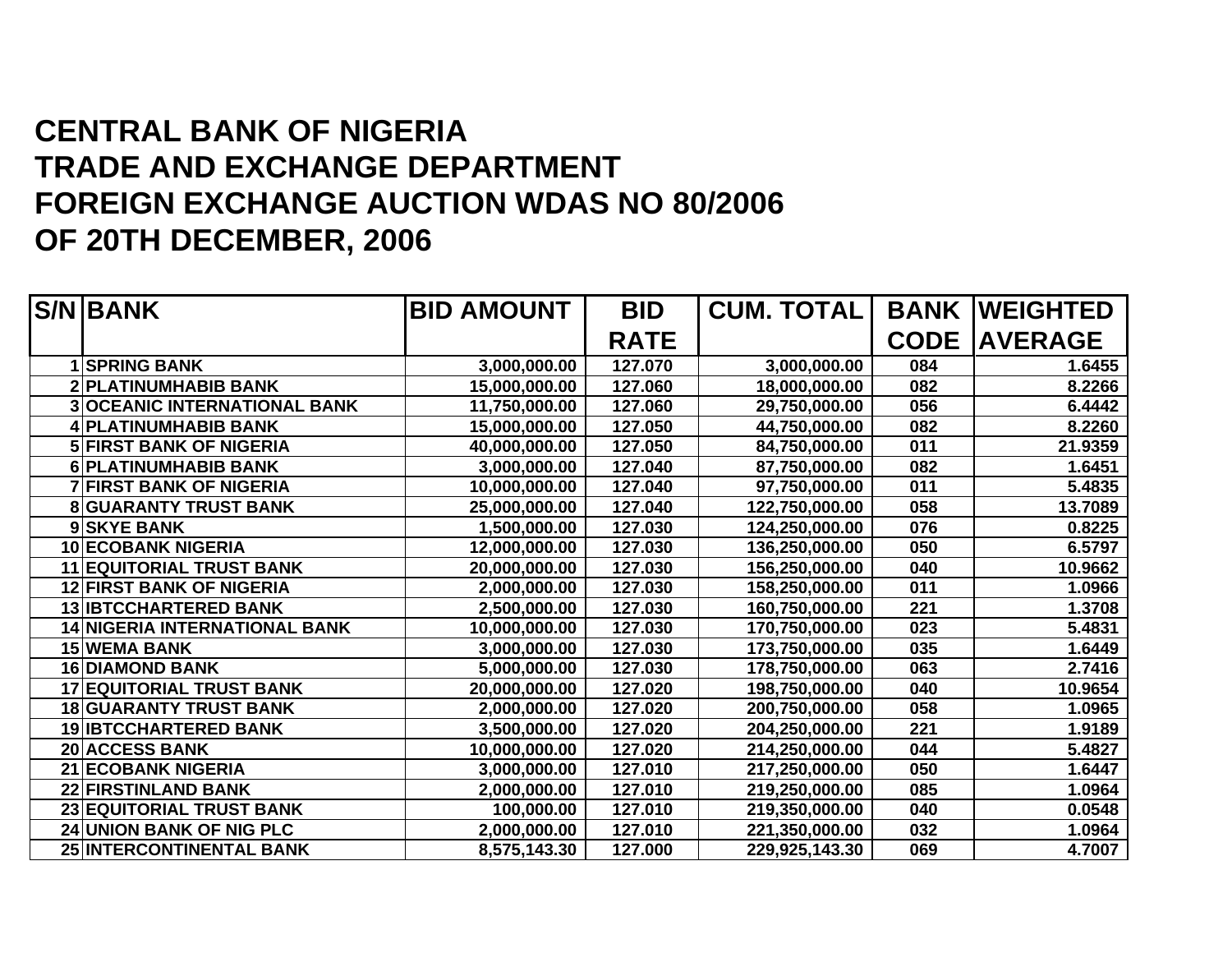# CENTRAL BANK OF NIGERIA
# TRADE AND EXCHANGE DEPARTMENT
# FOREIGN EXCHANGE AUCTION WDAS NO 80/2006
# OF 20TH DECEMBER, 2006

| S/N | BANK | BID AMOUNT | BID RATE | CUM. TOTAL | BANK CODE | WEIGHTED AVERAGE |
|---|---|---|---|---|---|---|
| 1 | SPRING BANK | 3,000,000.00 | 127.070 | 3,000,000.00 | 084 | 1.6455 |
| 2 | PLATINUMHABIB BANK | 15,000,000.00 | 127.060 | 18,000,000.00 | 082 | 8.2266 |
| 3 | OCEANIC INTERNATIONAL BANK | 11,750,000.00 | 127.060 | 29,750,000.00 | 056 | 6.4442 |
| 4 | PLATINUMHABIB BANK | 15,000,000.00 | 127.050 | 44,750,000.00 | 082 | 8.2260 |
| 5 | FIRST BANK OF NIGERIA | 40,000,000.00 | 127.050 | 84,750,000.00 | 011 | 21.9359 |
| 6 | PLATINUMHABIB BANK | 3,000,000.00 | 127.040 | 87,750,000.00 | 082 | 1.6451 |
| 7 | FIRST BANK OF NIGERIA | 10,000,000.00 | 127.040 | 97,750,000.00 | 011 | 5.4835 |
| 8 | GUARANTY TRUST BANK | 25,000,000.00 | 127.040 | 122,750,000.00 | 058 | 13.7089 |
| 9 | SKYE BANK | 1,500,000.00 | 127.030 | 124,250,000.00 | 076 | 0.8225 |
| 10 | ECOBANK NIGERIA | 12,000,000.00 | 127.030 | 136,250,000.00 | 050 | 6.5797 |
| 11 | EQUITORIAL TRUST BANK | 20,000,000.00 | 127.030 | 156,250,000.00 | 040 | 10.9662 |
| 12 | FIRST BANK OF NIGERIA | 2,000,000.00 | 127.030 | 158,250,000.00 | 011 | 1.0966 |
| 13 | IBTCCHARTERED BANK | 2,500,000.00 | 127.030 | 160,750,000.00 | 221 | 1.3708 |
| 14 | NIGERIA INTERNATIONAL BANK | 10,000,000.00 | 127.030 | 170,750,000.00 | 023 | 5.4831 |
| 15 | WEMA BANK | 3,000,000.00 | 127.030 | 173,750,000.00 | 035 | 1.6449 |
| 16 | DIAMOND BANK | 5,000,000.00 | 127.030 | 178,750,000.00 | 063 | 2.7416 |
| 17 | EQUITORIAL TRUST BANK | 20,000,000.00 | 127.020 | 198,750,000.00 | 040 | 10.9654 |
| 18 | GUARANTY TRUST BANK | 2,000,000.00 | 127.020 | 200,750,000.00 | 058 | 1.0965 |
| 19 | IBTCCHARTERED BANK | 3,500,000.00 | 127.020 | 204,250,000.00 | 221 | 1.9189 |
| 20 | ACCESS BANK | 10,000,000.00 | 127.020 | 214,250,000.00 | 044 | 5.4827 |
| 21 | ECOBANK NIGERIA | 3,000,000.00 | 127.010 | 217,250,000.00 | 050 | 1.6447 |
| 22 | FIRSTINLAND BANK | 2,000,000.00 | 127.010 | 219,250,000.00 | 085 | 1.0964 |
| 23 | EQUITORIAL TRUST BANK | 100,000.00 | 127.010 | 219,350,000.00 | 040 | 0.0548 |
| 24 | UNION BANK OF NIG PLC | 2,000,000.00 | 127.010 | 221,350,000.00 | 032 | 1.0964 |
| 25 | INTERCONTINENTAL BANK | 8,575,143.30 | 127.000 | 229,925,143.30 | 069 | 4.7007 |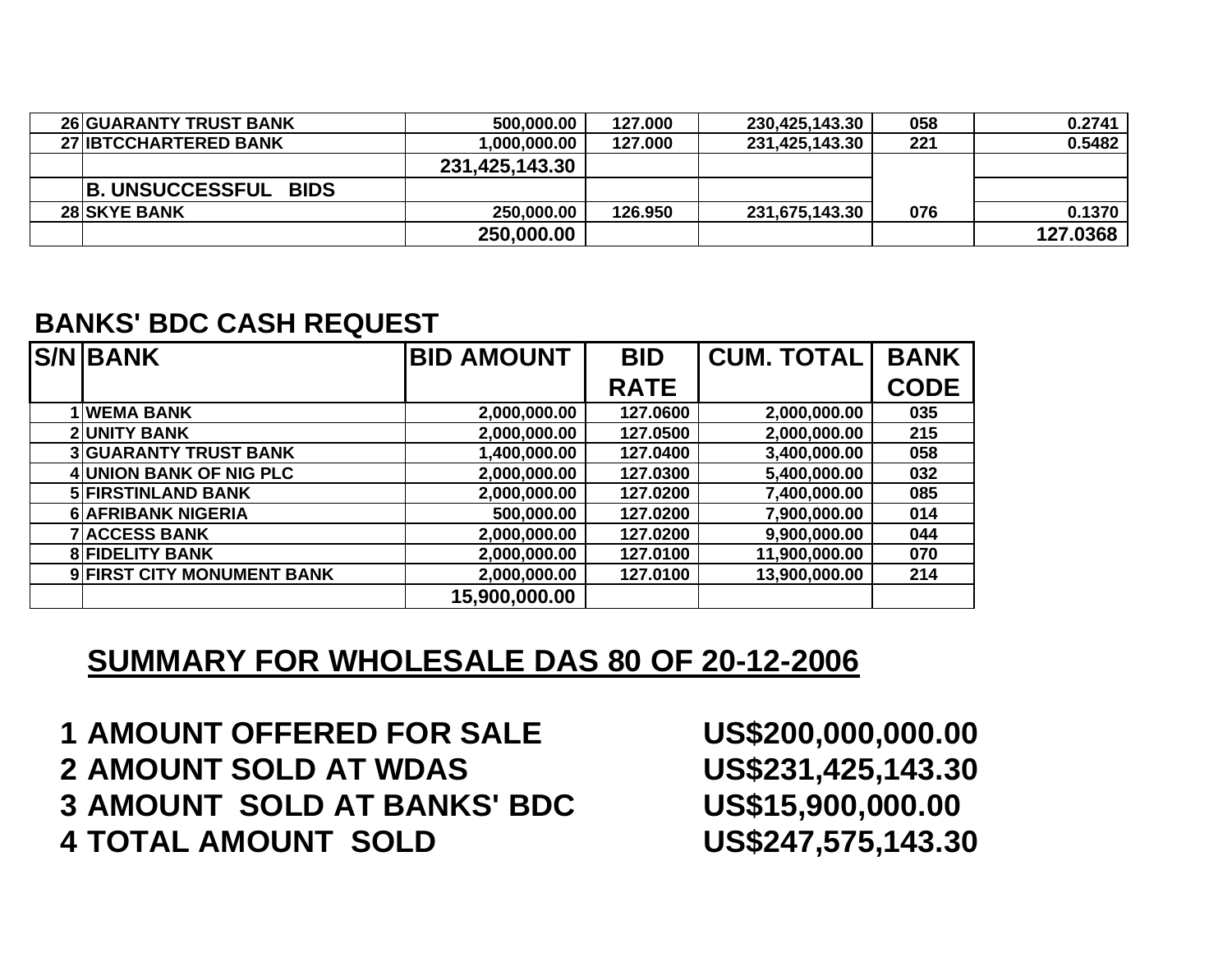| | | | | | | |
|---|---|---|---|---|---|---|
| 26 | GUARANTY TRUST BANK | 500,000.00 | 127.000 | 230,425,143.30 | 058 | 0.2741 |
| 27 | IBTCCHARTERED BANK | 1,000,000.00 | 127.000 | 231,425,143.30 | 221 | 0.5482 |
| | | 231,425,143.30 | | | | |
| | B. UNSUCCESSFUL BIDS | | | | | |
| 28 | SKYE BANK | 250,000.00 | 126.950 | 231,675,143.30 | 076 | 0.1370 |
| | | 250,000.00 | | | | 127.0368 |

## BANKS' BDC CASH REQUEST

| S/N | BANK | BID AMOUNT | BID RATE | CUM. TOTAL | BANK CODE |
|---|---|---|---|---|---|
| 1 | WEMA BANK | 2,000,000.00 | 127.0600 | 2,000,000.00 | 035 |
| 2 | UNITY BANK | 2,000,000.00 | 127.0500 | 2,000,000.00 | 215 |
| 3 | GUARANTY TRUST BANK | 1,400,000.00 | 127.0400 | 3,400,000.00 | 058 |
| 4 | UNION BANK OF NIG PLC | 2,000,000.00 | 127.0300 | 5,400,000.00 | 032 |
| 5 | FIRSTINLAND BANK | 2,000,000.00 | 127.0200 | 7,400,000.00 | 085 |
| 6 | AFRIBANK NIGERIA | 500,000.00 | 127.0200 | 7,900,000.00 | 014 |
| 7 | ACCESS BANK | 2,000,000.00 | 127.0200 | 9,900,000.00 | 044 |
| 8 | FIDELITY BANK | 2,000,000.00 | 127.0100 | 11,900,000.00 | 070 |
| 9 | FIRST CITY MONUMENT BANK | 2,000,000.00 | 127.0100 | 13,900,000.00 | 214 |
| | | 15,900,000.00 | | | |

## SUMMARY FOR WHOLESALE DAS 80 OF 20-12-2006

| | | |
|---|---|---|
| 1 | AMOUNT OFFERED FOR SALE | US$200,000,000.00 |
| 2 | AMOUNT SOLD AT WDAS | US$231,425,143.30 |
| 3 | AMOUNT SOLD AT BANKS' BDC | US$15,900,000.00 |
| 4 | TOTAL AMOUNT SOLD | US$247,575,143.30 |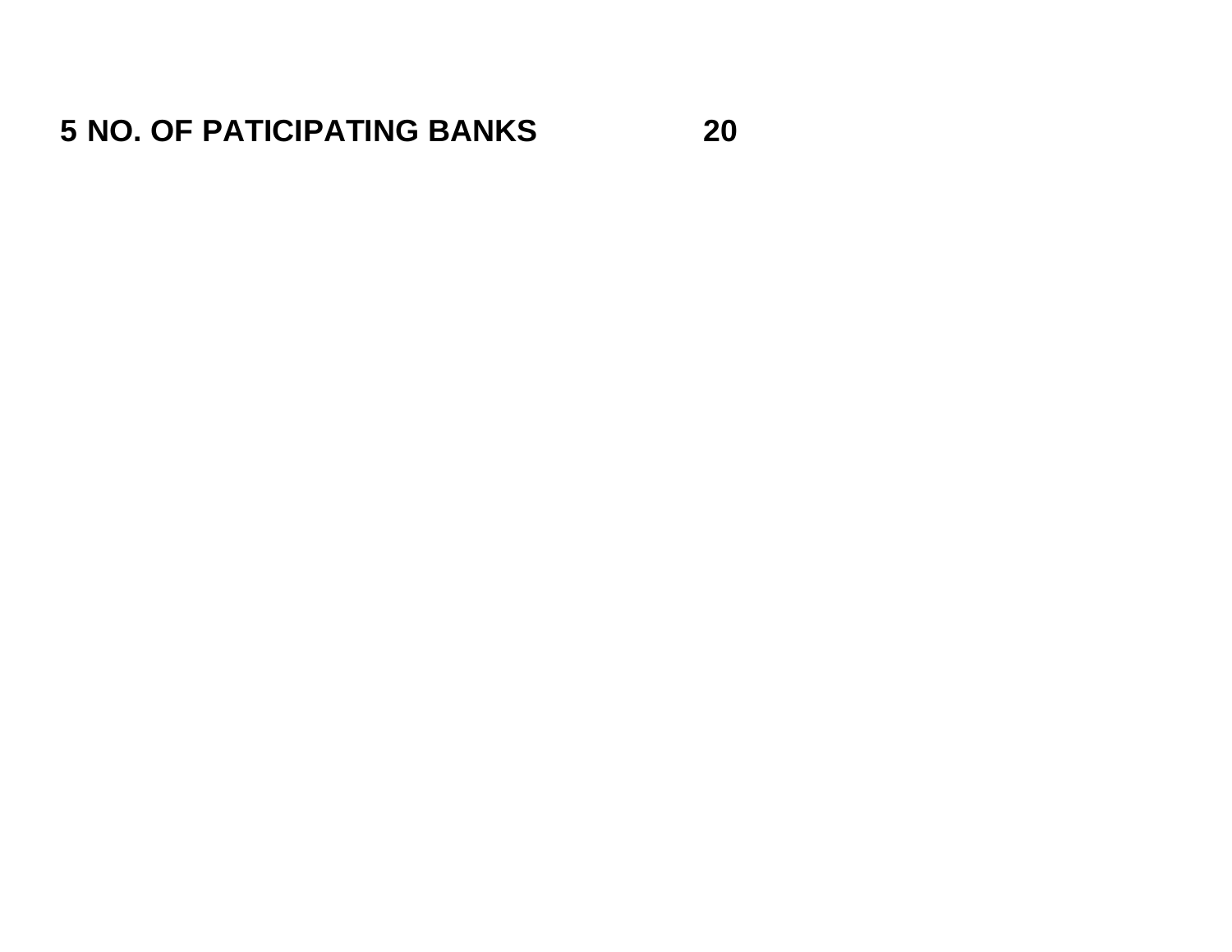| | | |
|---|---|---|
| **5** | **NO. OF PATICIPATING BANKS** | **20** |